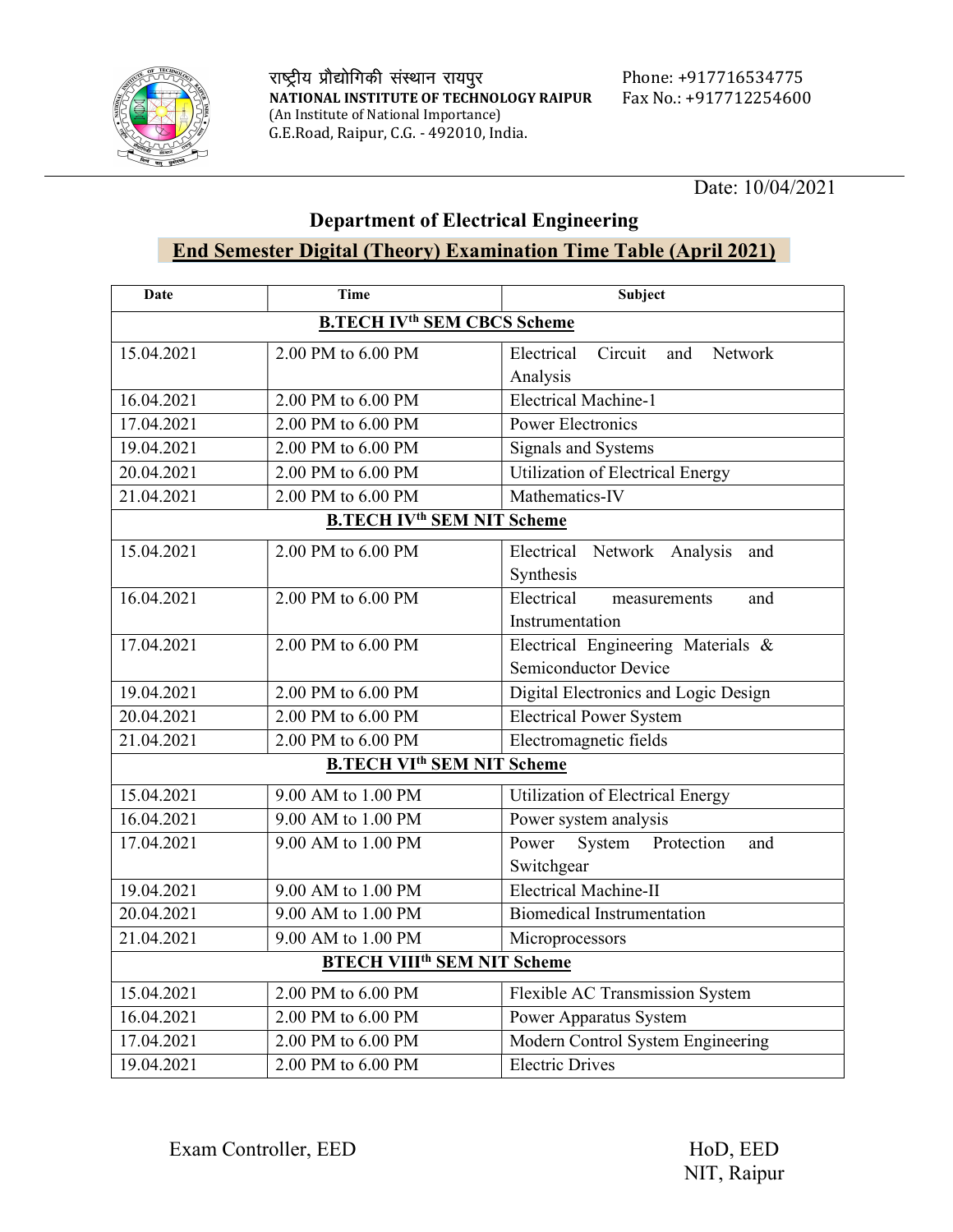राष्ट्रीय प्रौद्योगिकी संस्थान रायपुर
**NATIONAL INSTITUTE OF TECHNOLOGY RAIPUR**
(An Institute of National Importance)
G.E.Road, Raipur, C.G. - 492010, India.

Phone: +917716534775
Fax No.: +917712254600

Date: 10/04/2021

## Department of Electrical Engineering

## End Semester Digital (Theory) Examination Time Table (April 2021)

| Date | Time | Subject |
|---|---|---|
| **B.TECH IV$^{th}$ SEM CBCS Scheme** | | |
| 15.04.2021 | 2.00 PM to 6.00 PM | Electrical Circuit and Network Analysis |
| 16.04.2021 | 2.00 PM to 6.00 PM | Electrical Machine-1 |
| 17.04.2021 | 2.00 PM to 6.00 PM | Power Electronics |
| 19.04.2021 | 2.00 PM to 6.00 PM | Signals and Systems |
| 20.04.2021 | 2.00 PM to 6.00 PM | Utilization of Electrical Energy |
| 21.04.2021 | 2.00 PM to 6.00 PM | Mathematics-IV |
| **B.TECH IV$^{th}$ SEM NIT Scheme** | | |
| 15.04.2021 | 2.00 PM to 6.00 PM | Electrical Network Analysis and Synthesis |
| 16.04.2021 | 2.00 PM to 6.00 PM | Electrical measurements and Instrumentation |
| 17.04.2021 | 2.00 PM to 6.00 PM | Electrical Engineering Materials & Semiconductor Device |
| 19.04.2021 | 2.00 PM to 6.00 PM | Digital Electronics and Logic Design |
| 20.04.2021 | 2.00 PM to 6.00 PM | Electrical Power System |
| 21.04.2021 | 2.00 PM to 6.00 PM | Electromagnetic fields |
| **B.TECH VI$^{th}$ SEM NIT Scheme** | | |
| 15.04.2021 | 9.00 AM to 1.00 PM | Utilization of Electrical Energy |
| 16.04.2021 | 9.00 AM to 1.00 PM | Power system analysis |
| 17.04.2021 | 9.00 AM to 1.00 PM | Power System Protection and Switchgear |
| 19.04.2021 | 9.00 AM to 1.00 PM | Electrical Machine-II |
| 20.04.2021 | 9.00 AM to 1.00 PM | Biomedical Instrumentation |
| 21.04.2021 | 9.00 AM to 1.00 PM | Microprocessors |
| **BTECH VIII$^{th}$ SEM NIT Scheme** | | |
| 15.04.2021 | 2.00 PM to 6.00 PM | Flexible AC Transmission System |
| 16.04.2021 | 2.00 PM to 6.00 PM | Power Apparatus System |
| 17.04.2021 | 2.00 PM to 6.00 PM | Modern Control System Engineering |
| 19.04.2021 | 2.00 PM to 6.00 PM | Electric Drives |

Exam Controller, EED

HoD, EED
NIT, Raipur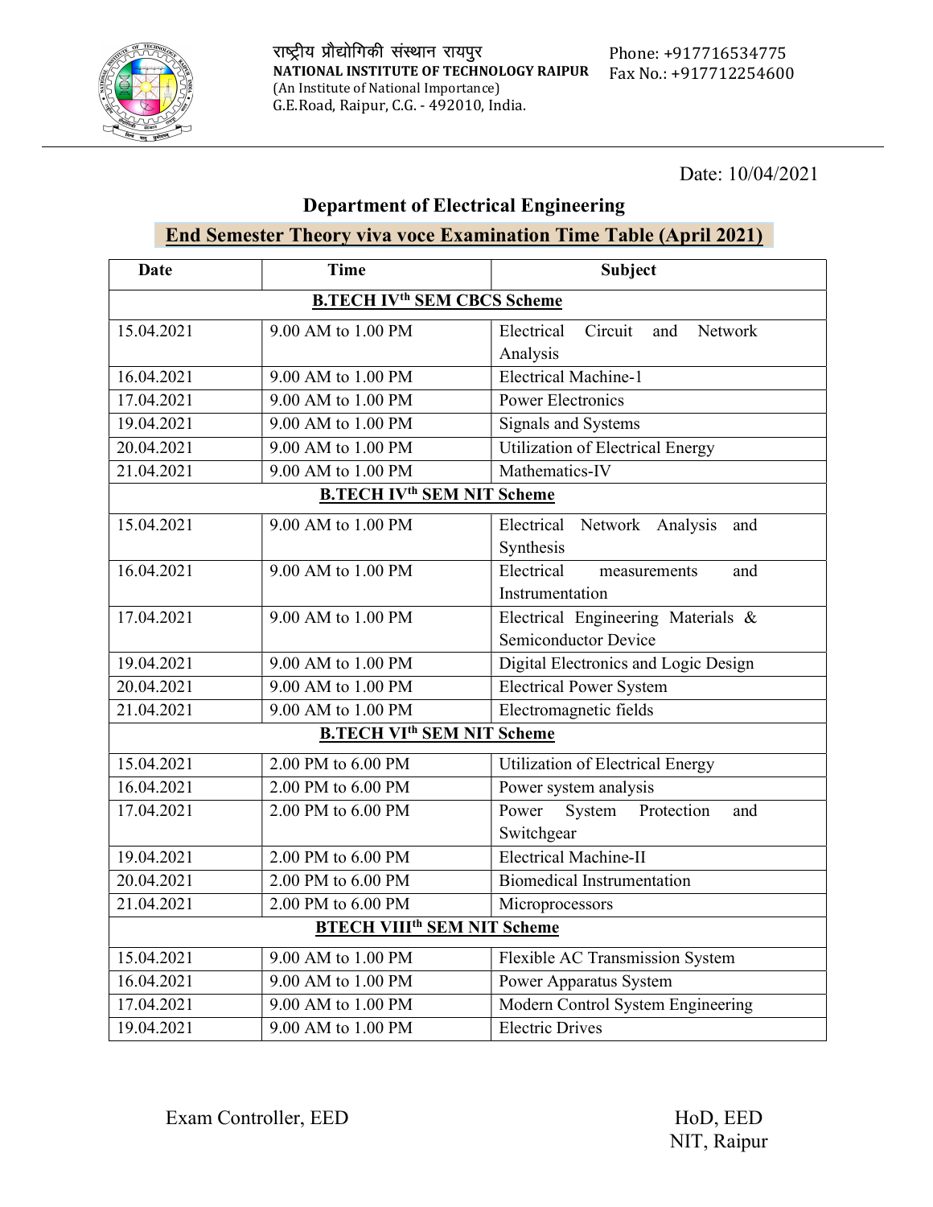राष्ट्रीय प्रौद्योगिकी संस्थान रायपुर
**NATIONAL INSTITUTE OF TECHNOLOGY RAIPUR**
(An Institute of National Importance)
G.E.Road, Raipur, C.G. - 492010, India.

Phone: +917716534775
Fax No.: +917712254600

Date: 10/04/2021

## Department of Electrical Engineering

## End Semester Theory viva voce Examination Time Table (April 2021)

| Date | Time | Subject |
|---|---|---|
| **B.TECH IV^th SEM CBCS Scheme** | | |
| 15.04.2021 | 9.00 AM to 1.00 PM | Electrical Circuit and Network Analysis |
| 16.04.2021 | 9.00 AM to 1.00 PM | Electrical Machine-1 |
| 17.04.2021 | 9.00 AM to 1.00 PM | Power Electronics |
| 19.04.2021 | 9.00 AM to 1.00 PM | Signals and Systems |
| 20.04.2021 | 9.00 AM to 1.00 PM | Utilization of Electrical Energy |
| 21.04.2021 | 9.00 AM to 1.00 PM | Mathematics-IV |
| **B.TECH IV^th SEM NIT Scheme** | | |
| 15.04.2021 | 9.00 AM to 1.00 PM | Electrical Network Analysis and Synthesis |
| 16.04.2021 | 9.00 AM to 1.00 PM | Electrical measurements and Instrumentation |
| 17.04.2021 | 9.00 AM to 1.00 PM | Electrical Engineering Materials & Semiconductor Device |
| 19.04.2021 | 9.00 AM to 1.00 PM | Digital Electronics and Logic Design |
| 20.04.2021 | 9.00 AM to 1.00 PM | Electrical Power System |
| 21.04.2021 | 9.00 AM to 1.00 PM | Electromagnetic fields |
| **B.TECH VI^th SEM NIT Scheme** | | |
| 15.04.2021 | 2.00 PM to 6.00 PM | Utilization of Electrical Energy |
| 16.04.2021 | 2.00 PM to 6.00 PM | Power system analysis |
| 17.04.2021 | 2.00 PM to 6.00 PM | Power System Protection and Switchgear |
| 19.04.2021 | 2.00 PM to 6.00 PM | Electrical Machine-II |
| 20.04.2021 | 2.00 PM to 6.00 PM | Biomedical Instrumentation |
| 21.04.2021 | 2.00 PM to 6.00 PM | Microprocessors |
| **BTECH VIII^th SEM NIT Scheme** | | |
| 15.04.2021 | 9.00 AM to 1.00 PM | Flexible AC Transmission System |
| 16.04.2021 | 9.00 AM to 1.00 PM | Power Apparatus System |
| 17.04.2021 | 9.00 AM to 1.00 PM | Modern Control System Engineering |
| 19.04.2021 | 9.00 AM to 1.00 PM | Electric Drives |

Exam Controller, EED

HoD, EED
NIT, Raipur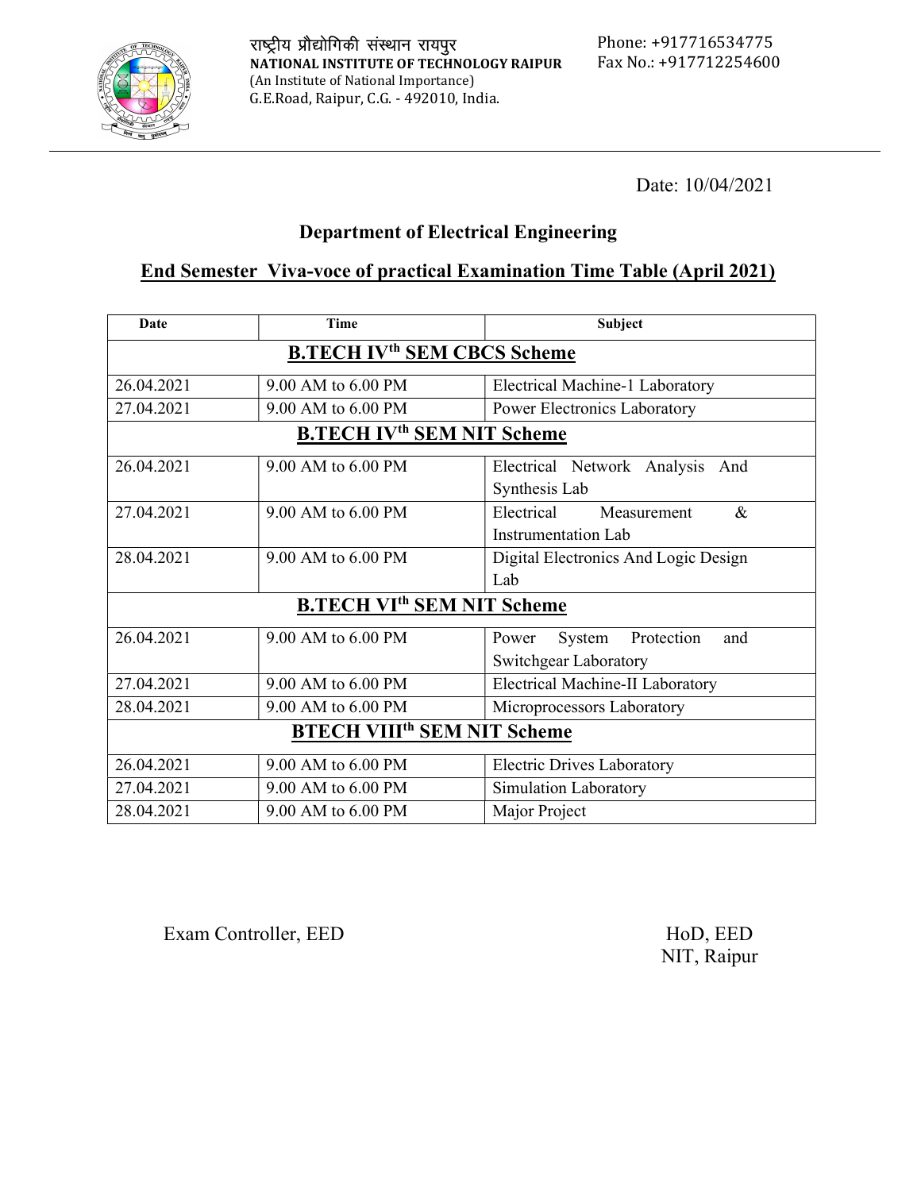राष्ट्रीय प्रौद्योगिकी संस्थान रायपुर
**NATIONAL INSTITUTE OF TECHNOLOGY RAIPUR**
(An Institute of National Importance)
G.E.Road, Raipur, C.G. - 492010, India.

Phone: +917716534775
Fax No.: +917712254600

Date: 10/04/2021

## Department of Electrical Engineering

## End Semester Viva-voce of practical Examination Time Table (April 2021)

| Date | Time | Subject |
|---|---|---|
| **B.TECH IV^th SEM CBCS Scheme** | | |
| 26.04.2021 | 9.00 AM to 6.00 PM | Electrical Machine-1 Laboratory |
| 27.04.2021 | 9.00 AM to 6.00 PM | Power Electronics Laboratory |
| **B.TECH IV^th SEM NIT Scheme** | | |
| 26.04.2021 | 9.00 AM to 6.00 PM | Electrical Network Analysis And Synthesis Lab |
| 27.04.2021 | 9.00 AM to 6.00 PM | Electrical Measurement & Instrumentation Lab |
| 28.04.2021 | 9.00 AM to 6.00 PM | Digital Electronics And Logic Design Lab |
| **B.TECH VI^th SEM NIT Scheme** | | |
| 26.04.2021 | 9.00 AM to 6.00 PM | Power System Protection and Switchgear Laboratory |
| 27.04.2021 | 9.00 AM to 6.00 PM | Electrical Machine-II Laboratory |
| 28.04.2021 | 9.00 AM to 6.00 PM | Microprocessors Laboratory |
| **BTECH VIII^th SEM NIT Scheme** | | |
| 26.04.2021 | 9.00 AM to 6.00 PM | Electric Drives Laboratory |
| 27.04.2021 | 9.00 AM to 6.00 PM | Simulation Laboratory |
| 28.04.2021 | 9.00 AM to 6.00 PM | Major Project |

Exam Controller, EED

HoD, EED
NIT, Raipur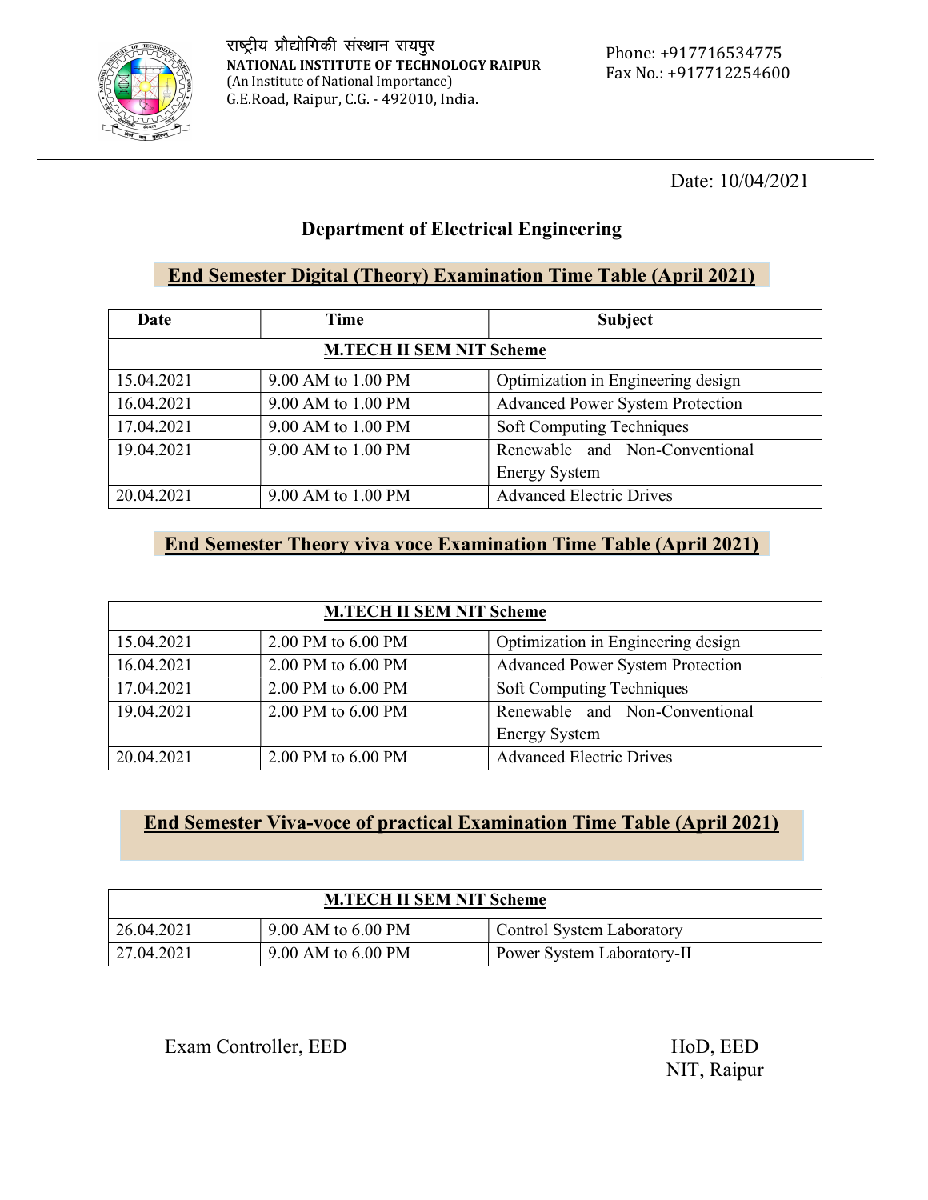राष्ट्रीय प्रौद्योगिकी संस्थान रायपुर
**NATIONAL INSTITUTE OF TECHNOLOGY RAIPUR**
(An Institute of National Importance)
G.E.Road, Raipur, C.G. - 492010, India.

Phone: +917716534775
Fax No.: +917712254600

Date: 10/04/2021

## Department of Electrical Engineering

### End Semester Digital (Theory) Examination Time Table (April 2021)

| Date | Time | Subject |
|---|---|---|
| **M.TECH II SEM NIT Scheme** | | |
| 15.04.2021 | 9.00 AM to 1.00 PM | Optimization in Engineering design |
| 16.04.2021 | 9.00 AM to 1.00 PM | Advanced Power System Protection |
| 17.04.2021 | 9.00 AM to 1.00 PM | Soft Computing Techniques |
| 19.04.2021 | 9.00 AM to 1.00 PM | Renewable and Non-Conventional Energy System |
| 20.04.2021 | 9.00 AM to 1.00 PM | Advanced Electric Drives |

### End Semester Theory viva voce Examination Time Table (April 2021)

| **M.TECH II SEM NIT Scheme** | | |
|---|---|---|
| 15.04.2021 | 2.00 PM to 6.00 PM | Optimization in Engineering design |
| 16.04.2021 | 2.00 PM to 6.00 PM | Advanced Power System Protection |
| 17.04.2021 | 2.00 PM to 6.00 PM | Soft Computing Techniques |
| 19.04.2021 | 2.00 PM to 6.00 PM | Renewable and Non-Conventional Energy System |
| 20.04.2021 | 2.00 PM to 6.00 PM | Advanced Electric Drives |

### End Semester Viva-voce of practical Examination Time Table (April 2021)

| **M.TECH II SEM NIT Scheme** | | |
|---|---|---|
| 26.04.2021 | 9.00 AM to 6.00 PM | Control System Laboratory |
| 27.04.2021 | 9.00 AM to 6.00 PM | Power System Laboratory-II |

Exam Controller, EED

HoD, EED
NIT, Raipur